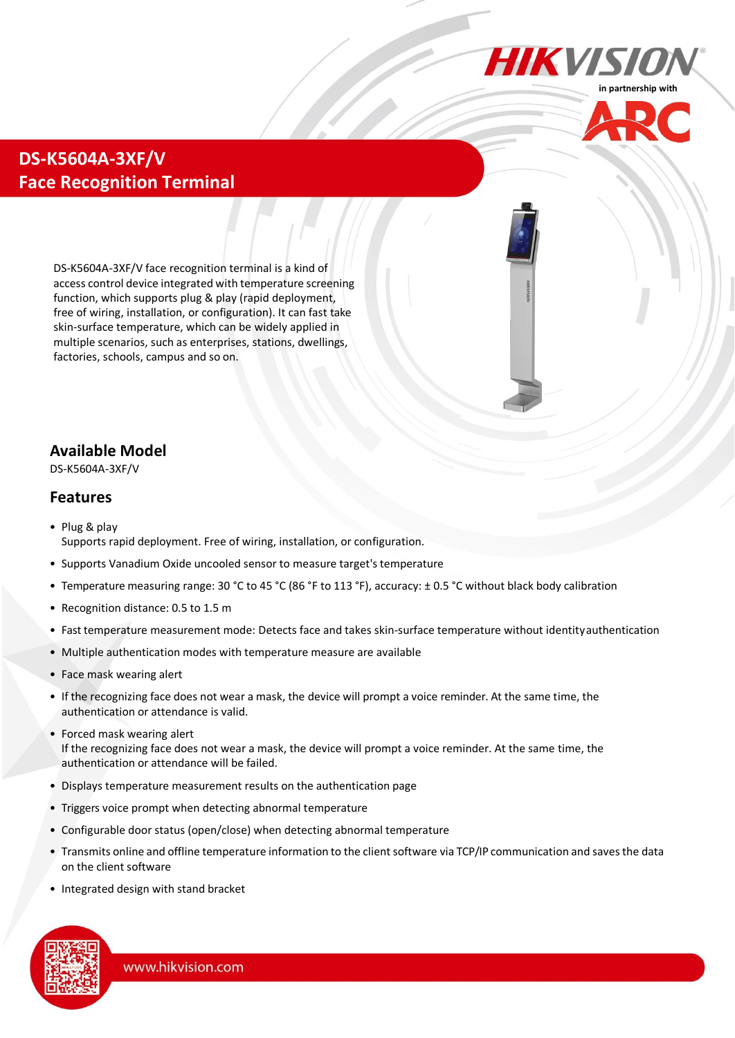HIKVISION

in partnership with

ARC

# DS-K5604A-3XF/V Face Recognition Terminal

DS-K5604A-3XF/V face recognition terminal is a kind of access control device integrated with temperature screening function, which supports plug & play (rapid deployment, free of wiring, installation, or configuration). It can fast take skin-surface temperature, which can be widely applied in multiple scenarios, such as enterprises, stations, dwellings, factories, schools, campus and so on.

## Available Model

DS-K5604A-3XF/V

## Features

- Plug & play
  Supports rapid deployment. Free of wiring, installation, or configuration.
- Supports Vanadium Oxide uncooled sensor to measure target's temperature
- Temperature measuring range: 30 °C to 45 °C (86 °F to 113 °F), accuracy: ± 0.5 °C without black body calibration
- Recognition distance: 0.5 to 1.5 m
- Fast temperature measurement mode: Detects face and takes skin-surface temperature without identityauthentication
- Multiple authentication modes with temperature measure are available
- Face mask wearing alert
- If the recognizing face does not wear a mask, the device will prompt a voice reminder. At the same time, the authentication or attendance is valid.
- Forced mask wearing alert
  If the recognizing face does not wear a mask, the device will prompt a voice reminder. At the same time, the authentication or attendance will be failed.
- Displays temperature measurement results on the authentication page
- Triggers voice prompt when detecting abnormal temperature
- Configurable door status (open/close) when detecting abnormal temperature
- Transmits online and offline temperature information to the client software via TCP/IP communication and saves the data on the client software
- Integrated design with stand bracket

www.hikvision.com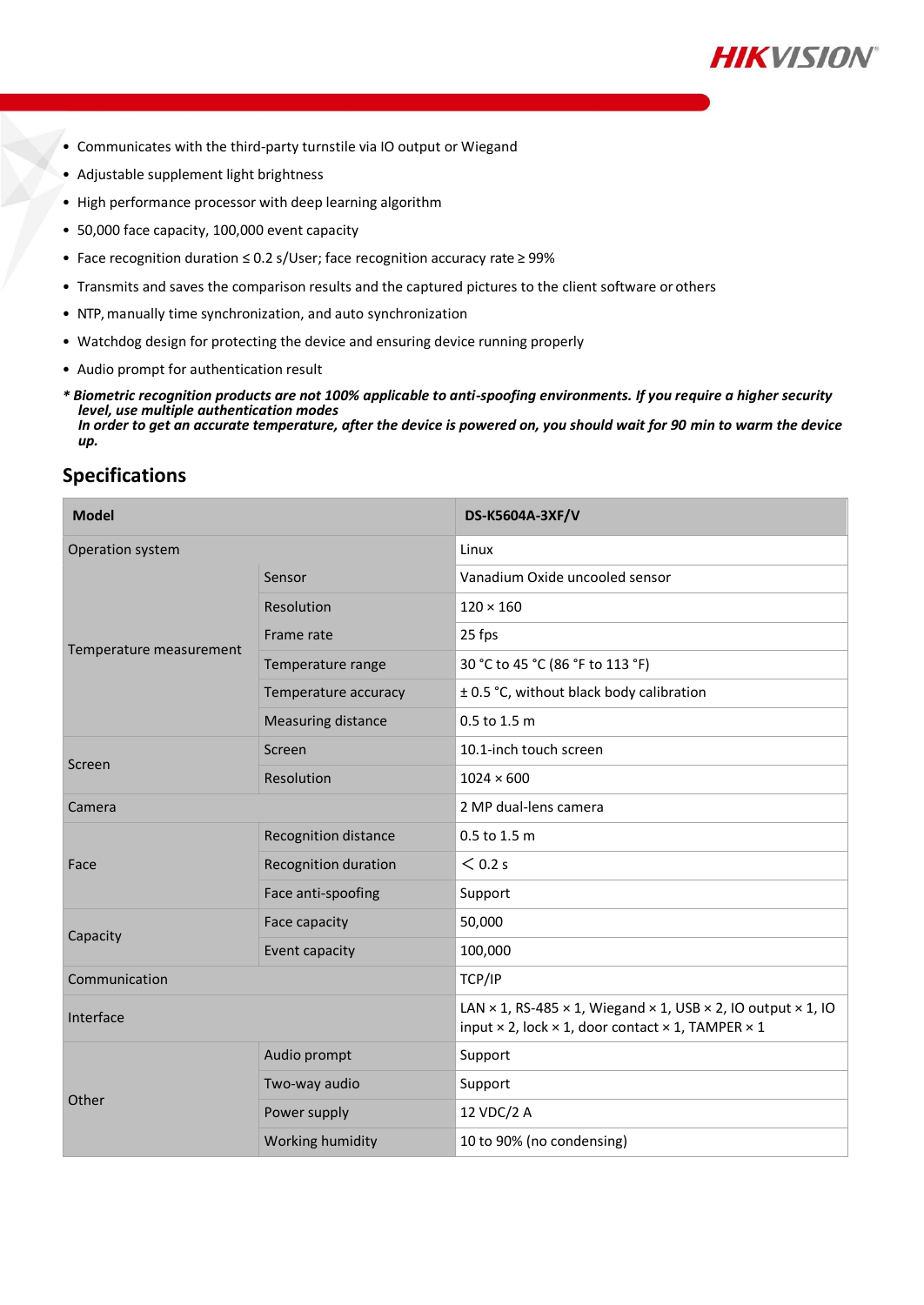- Communicates with the third-party turnstile via IO output or Wiegand
- Adjustable supplement light brightness
- High performance processor with deep learning algorithm
- 50,000 face capacity, 100,000 event capacity
- Face recognition duration ≤ 0.2 s/User; face recognition accuracy rate ≥ 99%
- Transmits and saves the comparison results and the captured pictures to the client software or others
- NTP, manually time synchronization, and auto synchronization
- Watchdog design for protecting the device and ensuring device running properly
- Audio prompt for authentication result

***\* Biometric recognition products are not 100% applicable to anti-spoofing environments. If you require a higher security level, use multiple authentication modes***
***In order to get an accurate temperature, after the device is powered on, you should wait for 90 min to warm the device up.***

## Specifications

| **Model** | | **DS-K5604A-3XF/V** |
|---|---|---|
| Operation system | | Linux |
| Temperature measurement | Sensor | Vanadium Oxide uncooled sensor |
| | Resolution | 120 × 160 |
| | Frame rate | 25 fps |
| | Temperature range | 30 °C to 45 °C (86 °F to 113 °F) |
| | Temperature accuracy | ± 0.5 °C, without black body calibration |
| | Measuring distance | 0.5 to 1.5 m |
| Screen | Screen | 10.1-inch touch screen |
| | Resolution | 1024 × 600 |
| Camera | | 2 MP dual-lens camera |
| Face | Recognition distance | 0.5 to 1.5 m |
| | Recognition duration | < 0.2 s |
| | Face anti-spoofing | Support |
| Capacity | Face capacity | 50,000 |
| | Event capacity | 100,000 |
| Communication | | TCP/IP |
| Interface | | LAN × 1, RS-485 × 1, Wiegand × 1, USB × 2, IO output × 1, IO input × 2, lock × 1, door contact × 1, TAMPER × 1 |
| Other | Audio prompt | Support |
| | Two-way audio | Support |
| | Power supply | 12 VDC/2 A |
| | Working humidity | 10 to 90% (no condensing) |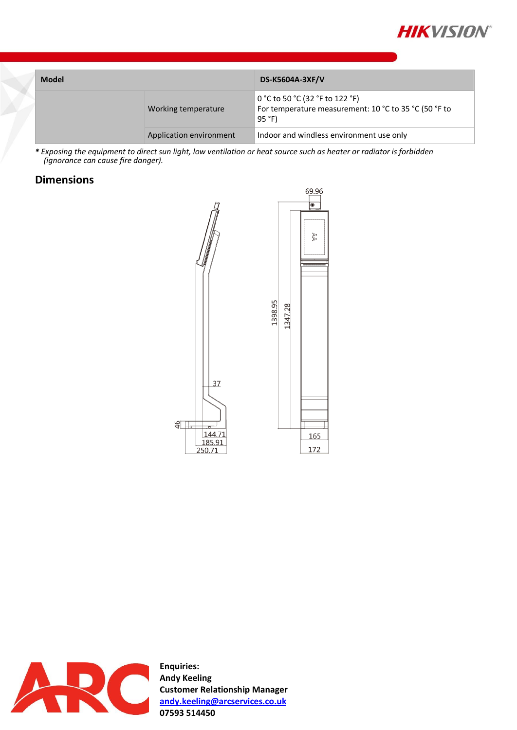| Model | | DS-K5604A-3XF/V |
| --- | --- | --- |
| | Working temperature | 0 °C to 50 °C (32 °F to 122 °F)<br>For temperature measurement: 10 °C to 35 °C (50 °F to 95 °F) |
| | Application environment | Indoor and windless environment use only |

*\* Exposing the equipment to direct sun light, low ventilation or heat source such as heater or radiator is forbidden (ignorance can cause fire danger).*

## Dimensions

69.96
1398.95
1347.28
37
46
144.71
185.91
250.71
165
172

**Enquiries:**
**Andy Keeling**
**Customer Relationship Manager**
**andy.keeling@arcservices.co.uk**
**07593 514450**